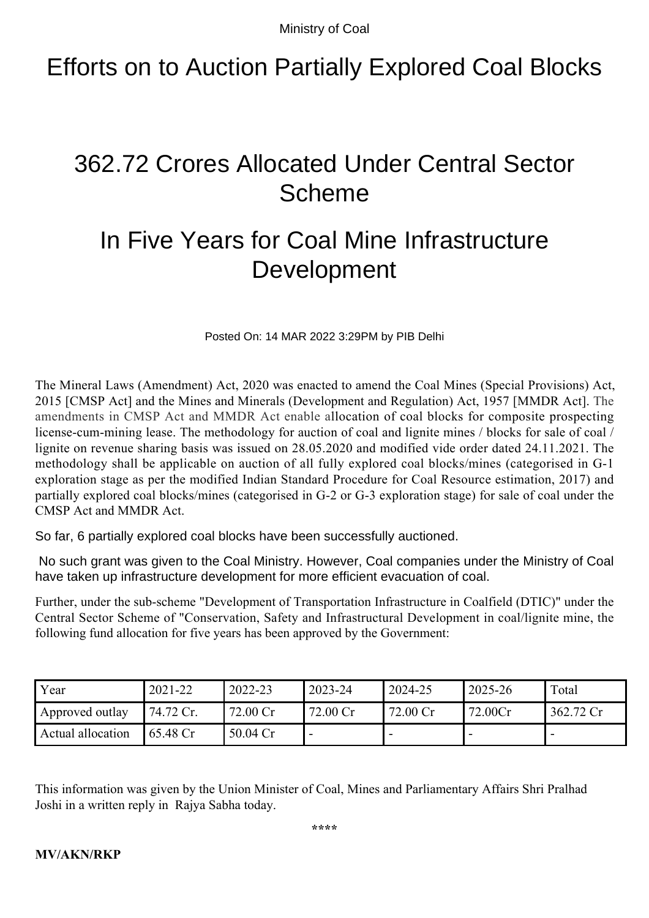Ministry of Coal

# Efforts on to Auction Partially Explored Coal Blocks

# 362.72 Crores Allocated Under Central Sector Scheme

# In Five Years for Coal Mine Infrastructure Development

Posted On: 14 MAR 2022 3:29PM by PIB Delhi

The Mineral Laws (Amendment) Act, 2020 was enacted to amend the Coal Mines (Special Provisions) Act, 2015 [CMSP Act] and the Mines and Minerals (Development and Regulation) Act, 1957 [MMDR Act]. The amendments in CMSP Act and MMDR Act enable allocation of coal blocks for composite prospecting license-cum-mining lease. The methodology for auction of coal and lignite mines / blocks for sale of coal / lignite on revenue sharing basis was issued on 28.05.2020 and modified vide order dated 24.11.2021. The methodology shall be applicable on auction of all fully explored coal blocks/mines (categorised in G-1 exploration stage as per the modified Indian Standard Procedure for Coal Resource estimation, 2017) and partially explored coal blocks/mines (categorised in G-2 or G-3 exploration stage) for sale of coal under the CMSP Act and MMDR Act.

So far, 6 partially explored coal blocks have been successfully auctioned.

No such grant was given to the Coal Ministry. However, Coal companies under the Ministry of Coal have taken up infrastructure development for more efficient evacuation of coal.

Further, under the sub-scheme "Development of Transportation Infrastructure in Coalfield (DTIC)" under the Central Sector Scheme of "Conservation, Safety and Infrastructural Development in coal/lignite mine, the following fund allocation for five years has been approved by the Government:

| Year | 2021-22 | 2022-23 | 2023-24 | 2024-25 | 2025-26 | Total |
|---|---|---|---|---|---|---|
| Approved outlay | 74.72 Cr. | 72.00 Cr | 72.00 Cr | 72.00 Cr | 72.00Cr | 362.72 Cr |
| Actual allocation | 65.48 Cr | 50.04 Cr | - | - | - | - |

This information was given by the Union Minister of Coal, Mines and Parliamentary Affairs Shri Pralhad Joshi in a written reply in Rajya Sabha today.

****

**MV/AKN/RKP**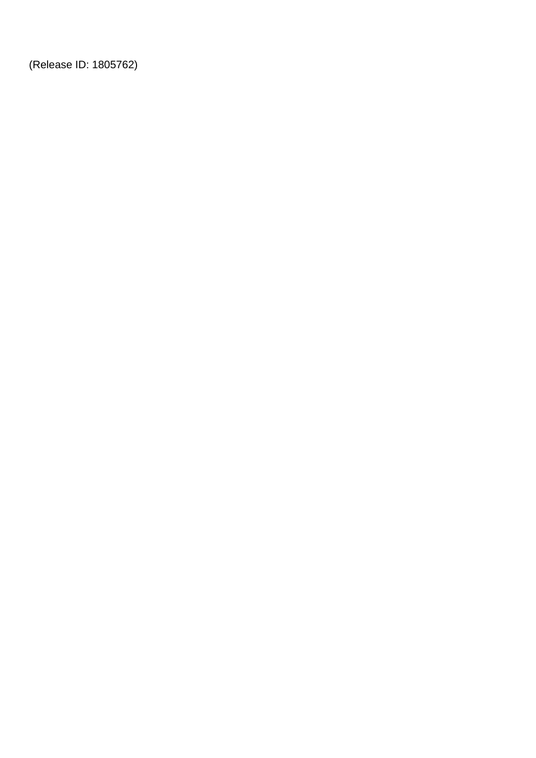(Release ID: 1805762)